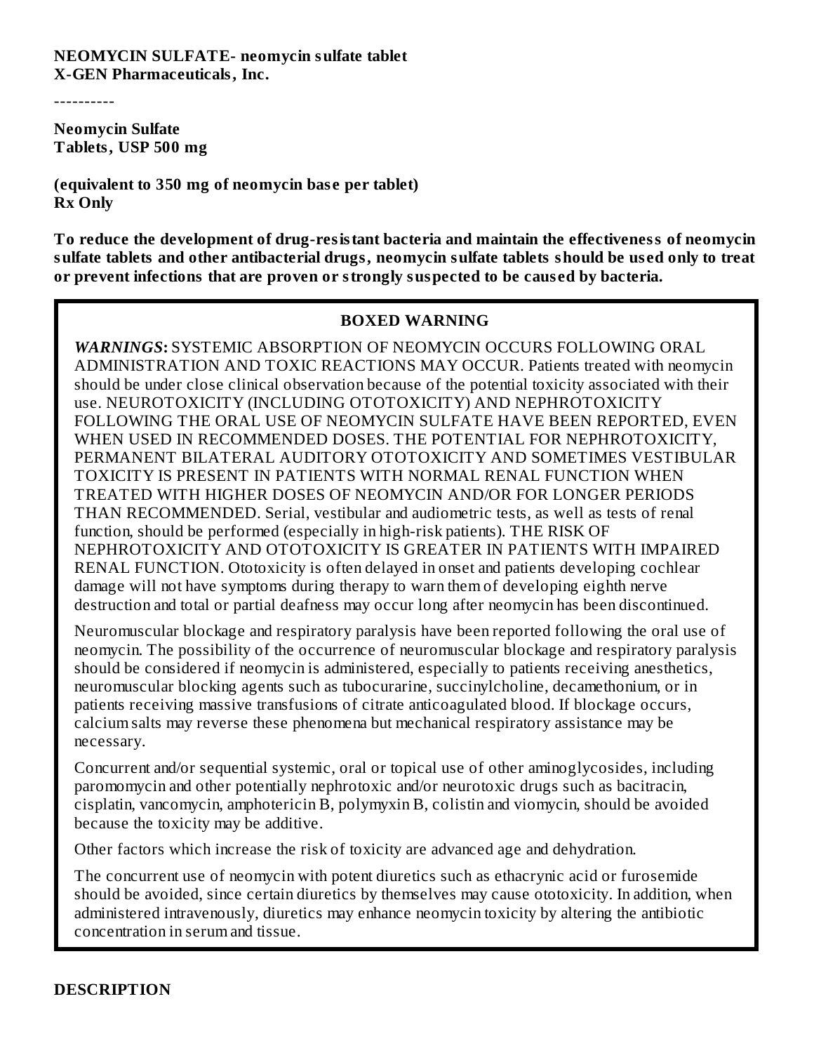**NEOMYCIN SULFATE- neomycin sulfate tablet**
**X-GEN Pharmaceuticals, Inc.**

----------

**Neomycin Sulfate**
**Tablets, USP 500 mg**

**(equivalent to 350 mg of neomycin base per tablet)**
**Rx Only**

**To reduce the development of drug-resistant bacteria and maintain the effectiveness of neomycin sulfate tablets and other antibacterial drugs, neomycin sulfate tablets should be used only to treat or prevent infections that are proven or strongly suspected to be caused by bacteria.**

## BOXED WARNING

***WARNINGS*:** SYSTEMIC ABSORPTION OF NEOMYCIN OCCURS FOLLOWING ORAL ADMINISTRATION AND TOXIC REACTIONS MAY OCCUR. Patients treated with neomycin should be under close clinical observation because of the potential toxicity associated with their use. NEUROTOXICITY (INCLUDING OTOTOXICITY) AND NEPHROTOXICITY FOLLOWING THE ORAL USE OF NEOMYCIN SULFATE HAVE BEEN REPORTED, EVEN WHEN USED IN RECOMMENDED DOSES. THE POTENTIAL FOR NEPHROTOXICITY, PERMANENT BILATERAL AUDITORY OTOTOXICITY AND SOMETIMES VESTIBULAR TOXICITY IS PRESENT IN PATIENTS WITH NORMAL RENAL FUNCTION WHEN TREATED WITH HIGHER DOSES OF NEOMYCIN AND/OR FOR LONGER PERIODS THAN RECOMMENDED. Serial, vestibular and audiometric tests, as well as tests of renal function, should be performed (especially in high-risk patients). THE RISK OF NEPHROTOXICITY AND OTOTOXICITY IS GREATER IN PATIENTS WITH IMPAIRED RENAL FUNCTION. Ototoxicity is often delayed in onset and patients developing cochlear damage will not have symptoms during therapy to warn them of developing eighth nerve destruction and total or partial deafness may occur long after neomycin has been discontinued.

Neuromuscular blockage and respiratory paralysis have been reported following the oral use of neomycin. The possibility of the occurrence of neuromuscular blockage and respiratory paralysis should be considered if neomycin is administered, especially to patients receiving anesthetics, neuromuscular blocking agents such as tubocurarine, succinylcholine, decamethonium, or in patients receiving massive transfusions of citrate anticoagulated blood. If blockage occurs, calcium salts may reverse these phenomena but mechanical respiratory assistance may be necessary.

Concurrent and/or sequential systemic, oral or topical use of other aminoglycosides, including paromomycin and other potentially nephrotoxic and/or neurotoxic drugs such as bacitracin, cisplatin, vancomycin, amphotericin B, polymyxin B, colistin and viomycin, should be avoided because the toxicity may be additive.

Other factors which increase the risk of toxicity are advanced age and dehydration.

The concurrent use of neomycin with potent diuretics such as ethacrynic acid or furosemide should be avoided, since certain diuretics by themselves may cause ototoxicity. In addition, when administered intravenously, diuretics may enhance neomycin toxicity by altering the antibiotic concentration in serum and tissue.

## DESCRIPTION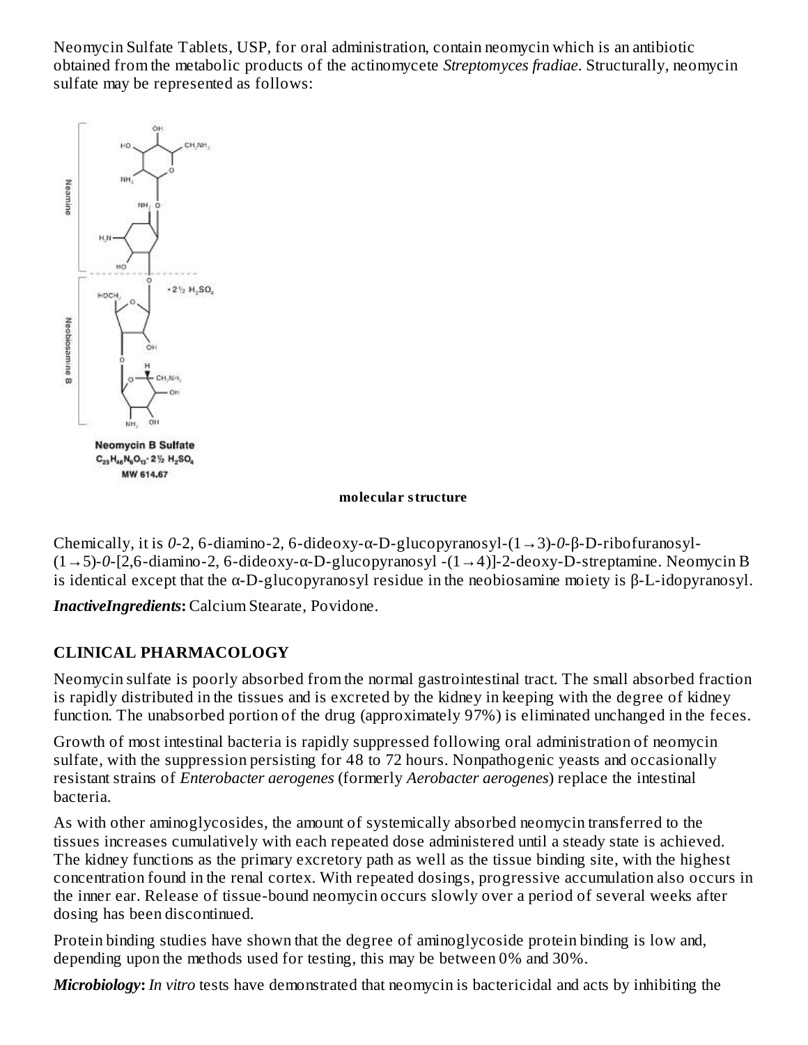Neomycin Sulfate Tablets, USP, for oral administration, contain neomycin which is an antibiotic obtained from the metabolic products of the actinomycete *Streptomyces fradiae*. Structurally, neomycin sulfate may be represented as follows:

**Neomycin B Sulfate**
$C_{23}H_{46}N_6O_{13} \cdot 2\frac{1}{2}\ H_2SO_4$
MW 614.67

**molecular structure**

Chemically, it is *0*-2, 6-diamino-2, 6-dideoxy-α-D-glucopyranosyl-(1→3)-*0*-β-D-ribofuranosyl-(1→5)-*0*-[2,6-diamino-2, 6-dideoxy-α-D-glucopyranosyl -(1→4)]-2-deoxy-D-streptamine. Neomycin B is identical except that the α-D-glucopyranosyl residue in the neobiosamine moiety is β-L-idopyranosyl.

***InactiveIngredients*:** Calcium Stearate, Povidone.

## CLINICAL PHARMACOLOGY

Neomycin sulfate is poorly absorbed from the normal gastrointestinal tract. The small absorbed fraction is rapidly distributed in the tissues and is excreted by the kidney in keeping with the degree of kidney function. The unabsorbed portion of the drug (approximately 97%) is eliminated unchanged in the feces.

Growth of most intestinal bacteria is rapidly suppressed following oral administration of neomycin sulfate, with the suppression persisting for 48 to 72 hours. Nonpathogenic yeasts and occasionally resistant strains of *Enterobacter aerogenes* (formerly *Aerobacter aerogenes*) replace the intestinal bacteria.

As with other aminoglycosides, the amount of systemically absorbed neomycin transferred to the tissues increases cumulatively with each repeated dose administered until a steady state is achieved. The kidney functions as the primary excretory path as well as the tissue binding site, with the highest concentration found in the renal cortex. With repeated dosings, progressive accumulation also occurs in the inner ear. Release of tissue-bound neomycin occurs slowly over a period of several weeks after dosing has been discontinued.

Protein binding studies have shown that the degree of aminoglycoside protein binding is low and, depending upon the methods used for testing, this may be between 0% and 30%.

***Microbiology*:** *In vitro* tests have demonstrated that neomycin is bactericidal and acts by inhibiting the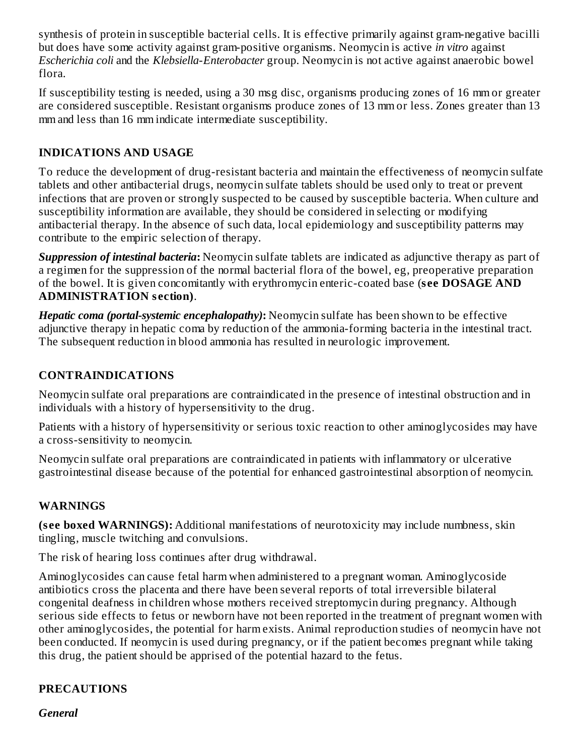synthesis of protein in susceptible bacterial cells. It is effective primarily against gram-negative bacilli but does have some activity against gram-positive organisms. Neomycin is active *in vitro* against *Escherichia coli* and the *Klebsiella-Enterobacter* group. Neomycin is not active against anaerobic bowel flora.

If susceptibility testing is needed, using a 30 msg disc, organisms producing zones of 16 mm or greater are considered susceptible. Resistant organisms produce zones of 13 mm or less. Zones greater than 13 mm and less than 16 mm indicate intermediate susceptibility.

## INDICATIONS AND USAGE

To reduce the development of drug-resistant bacteria and maintain the effectiveness of neomycin sulfate tablets and other antibacterial drugs, neomycin sulfate tablets should be used only to treat or prevent infections that are proven or strongly suspected to be caused by susceptible bacteria. When culture and susceptibility information are available, they should be considered in selecting or modifying antibacterial therapy. In the absence of such data, local epidemiology and susceptibility patterns may contribute to the empiric selection of therapy.

***Suppression of intestinal bacteria*:** Neomycin sulfate tablets are indicated as adjunctive therapy as part of a regimen for the suppression of the normal bacterial flora of the bowel, eg, preoperative preparation of the bowel. It is given concomitantly with erythromycin enteric-coated base (**see DOSAGE AND ADMINISTRATION section)**.

***Hepatic coma (portal-systemic encephalopathy)*:** Neomycin sulfate has been shown to be effective adjunctive therapy in hepatic coma by reduction of the ammonia-forming bacteria in the intestinal tract. The subsequent reduction in blood ammonia has resulted in neurologic improvement.

## CONTRAINDICATIONS

Neomycin sulfate oral preparations are contraindicated in the presence of intestinal obstruction and in individuals with a history of hypersensitivity to the drug.

Patients with a history of hypersensitivity or serious toxic reaction to other aminoglycosides may have a cross-sensitivity to neomycin.

Neomycin sulfate oral preparations are contraindicated in patients with inflammatory or ulcerative gastrointestinal disease because of the potential for enhanced gastrointestinal absorption of neomycin.

## WARNINGS

**(see boxed WARNINGS):** Additional manifestations of neurotoxicity may include numbness, skin tingling, muscle twitching and convulsions.

The risk of hearing loss continues after drug withdrawal.

Aminoglycosides can cause fetal harm when administered to a pregnant woman. Aminoglycoside antibiotics cross the placenta and there have been several reports of total irreversible bilateral congenital deafness in children whose mothers received streptomycin during pregnancy. Although serious side effects to fetus or newborn have not been reported in the treatment of pregnant women with other aminoglycosides, the potential for harm exists. Animal reproduction studies of neomycin have not been conducted. If neomycin is used during pregnancy, or if the patient becomes pregnant while taking this drug, the patient should be apprised of the potential hazard to the fetus.

## PRECAUTIONS

### *General*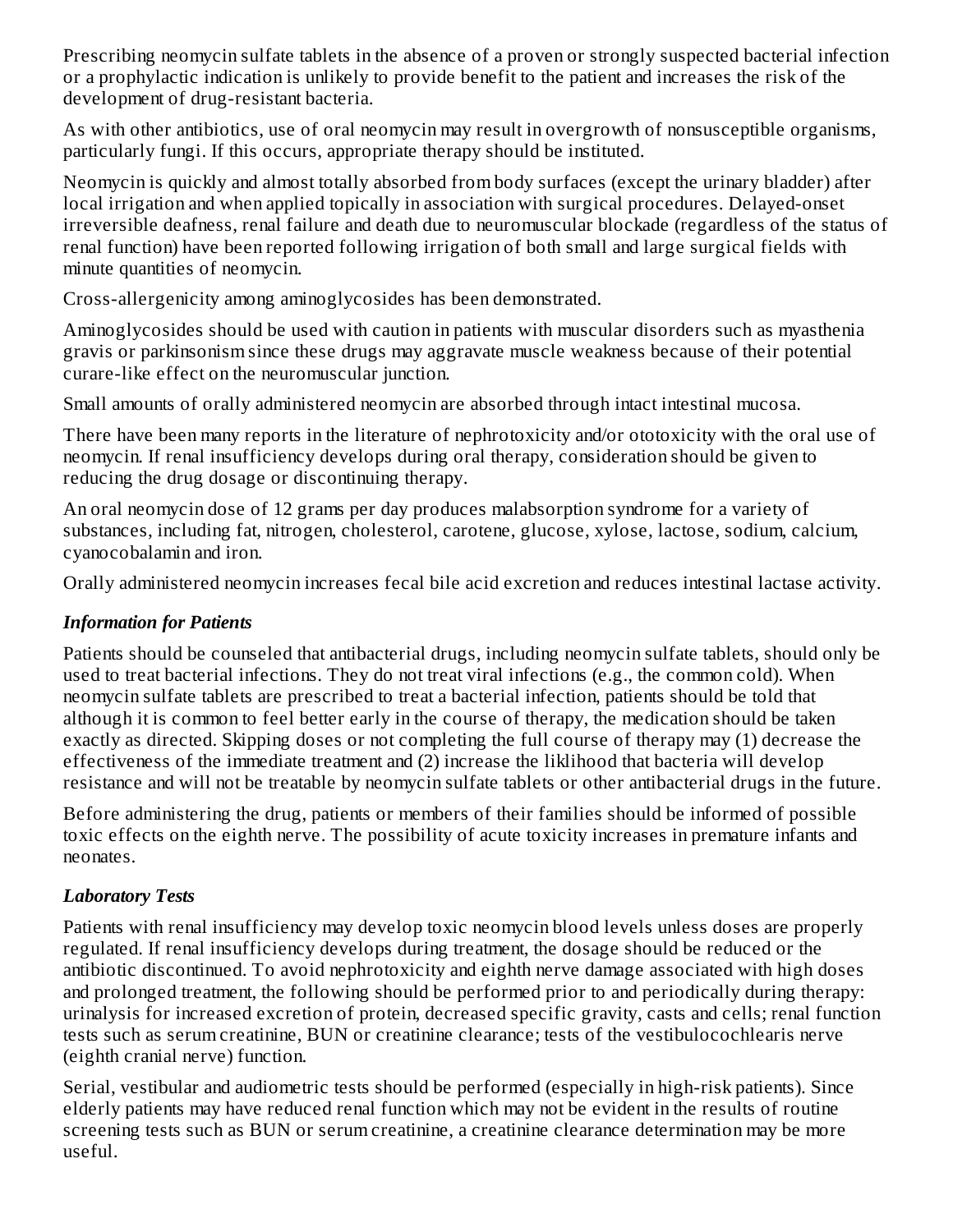Prescribing neomycin sulfate tablets in the absence of a proven or strongly suspected bacterial infection or a prophylactic indication is unlikely to provide benefit to the patient and increases the risk of the development of drug-resistant bacteria.

As with other antibiotics, use of oral neomycin may result in overgrowth of nonsusceptible organisms, particularly fungi. If this occurs, appropriate therapy should be instituted.

Neomycin is quickly and almost totally absorbed from body surfaces (except the urinary bladder) after local irrigation and when applied topically in association with surgical procedures. Delayed-onset irreversible deafness, renal failure and death due to neuromuscular blockade (regardless of the status of renal function) have been reported following irrigation of both small and large surgical fields with minute quantities of neomycin.

Cross-allergenicity among aminoglycosides has been demonstrated.

Aminoglycosides should be used with caution in patients with muscular disorders such as myasthenia gravis or parkinsonism since these drugs may aggravate muscle weakness because of their potential curare-like effect on the neuromuscular junction.

Small amounts of orally administered neomycin are absorbed through intact intestinal mucosa.

There have been many reports in the literature of nephrotoxicity and/or ototoxicity with the oral use of neomycin. If renal insufficiency develops during oral therapy, consideration should be given to reducing the drug dosage or discontinuing therapy.

An oral neomycin dose of 12 grams per day produces malabsorption syndrome for a variety of substances, including fat, nitrogen, cholesterol, carotene, glucose, xylose, lactose, sodium, calcium, cyanocobalamin and iron.

Orally administered neomycin increases fecal bile acid excretion and reduces intestinal lactase activity.

### *Information for Patients*

Patients should be counseled that antibacterial drugs, including neomycin sulfate tablets, should only be used to treat bacterial infections. They do not treat viral infections (e.g., the common cold). When neomycin sulfate tablets are prescribed to treat a bacterial infection, patients should be told that although it is common to feel better early in the course of therapy, the medication should be taken exactly as directed. Skipping doses or not completing the full course of therapy may (1) decrease the effectiveness of the immediate treatment and (2) increase the liklihood that bacteria will develop resistance and will not be treatable by neomycin sulfate tablets or other antibacterial drugs in the future.

Before administering the drug, patients or members of their families should be informed of possible toxic effects on the eighth nerve. The possibility of acute toxicity increases in premature infants and neonates.

### *Laboratory Tests*

Patients with renal insufficiency may develop toxic neomycin blood levels unless doses are properly regulated. If renal insufficiency develops during treatment, the dosage should be reduced or the antibiotic discontinued. To avoid nephrotoxicity and eighth nerve damage associated with high doses and prolonged treatment, the following should be performed prior to and periodically during therapy: urinalysis for increased excretion of protein, decreased specific gravity, casts and cells; renal function tests such as serum creatinine, BUN or creatinine clearance; tests of the vestibulocochlearis nerve (eighth cranial nerve) function.

Serial, vestibular and audiometric tests should be performed (especially in high-risk patients). Since elderly patients may have reduced renal function which may not be evident in the results of routine screening tests such as BUN or serum creatinine, a creatinine clearance determination may be more useful.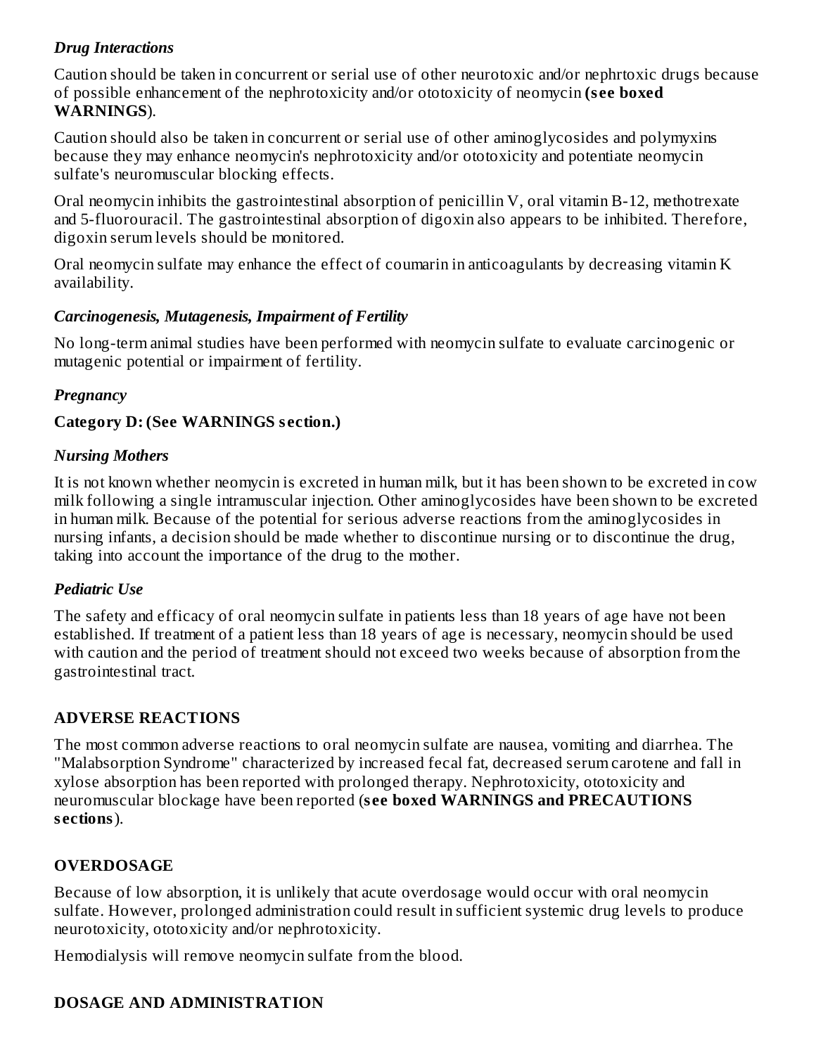### *Drug Interactions*

Caution should be taken in concurrent or serial use of other neurotoxic and/or nephrtoxic drugs because of possible enhancement of the nephrotoxicity and/or ototoxicity of neomycin **(see boxed WARNINGS**).

Caution should also be taken in concurrent or serial use of other aminoglycosides and polymyxins because they may enhance neomycin's nephrotoxicity and/or ototoxicity and potentiate neomycin sulfate's neuromuscular blocking effects.

Oral neomycin inhibits the gastrointestinal absorption of penicillin V, oral vitamin B-12, methotrexate and 5-fluorouracil. The gastrointestinal absorption of digoxin also appears to be inhibited. Therefore, digoxin serum levels should be monitored.

Oral neomycin sulfate may enhance the effect of coumarin in anticoagulants by decreasing vitamin K availability.

### *Carcinogenesis, Mutagenesis, Impairment of Fertility*

No long-term animal studies have been performed with neomycin sulfate to evaluate carcinogenic or mutagenic potential or impairment of fertility.

### *Pregnancy*

**Category D: (See WARNINGS section.)**

### *Nursing Mothers*

It is not known whether neomycin is excreted in human milk, but it has been shown to be excreted in cow milk following a single intramuscular injection. Other aminoglycosides have been shown to be excreted in human milk. Because of the potential for serious adverse reactions from the aminoglycosides in nursing infants, a decision should be made whether to discontinue nursing or to discontinue the drug, taking into account the importance of the drug to the mother.

### *Pediatric Use*

The safety and efficacy of oral neomycin sulfate in patients less than 18 years of age have not been established. If treatment of a patient less than 18 years of age is necessary, neomycin should be used with caution and the period of treatment should not exceed two weeks because of absorption from the gastrointestinal tract.

## ADVERSE REACTIONS

The most common adverse reactions to oral neomycin sulfate are nausea, vomiting and diarrhea. The "Malabsorption Syndrome" characterized by increased fecal fat, decreased serum carotene and fall in xylose absorption has been reported with prolonged therapy. Nephrotoxicity, ototoxicity and neuromuscular blockage have been reported (**see boxed WARNINGS and PRECAUTIONS sections**).

## OVERDOSAGE

Because of low absorption, it is unlikely that acute overdosage would occur with oral neomycin sulfate. However, prolonged administration could result in sufficient systemic drug levels to produce neurotoxicity, ototoxicity and/or nephrotoxicity.

Hemodialysis will remove neomycin sulfate from the blood.

## DOSAGE AND ADMINISTRATION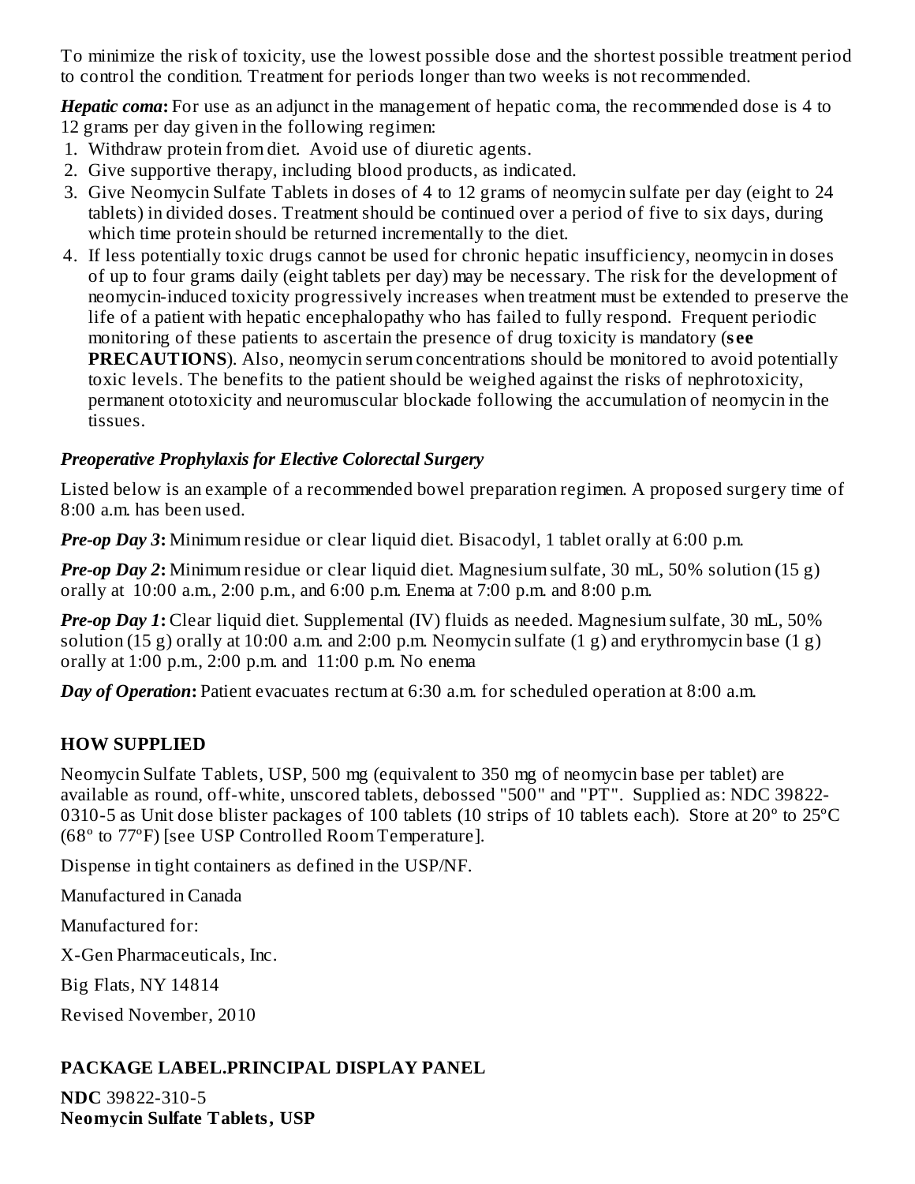To minimize the risk of toxicity, use the lowest possible dose and the shortest possible treatment period to control the condition. Treatment for periods longer than two weeks is not recommended.

***Hepatic coma*:** For use as an adjunct in the management of hepatic coma, the recommended dose is 4 to 12 grams per day given in the following regimen:

1. Withdraw protein from diet. Avoid use of diuretic agents.
2. Give supportive therapy, including blood products, as indicated.
3. Give Neomycin Sulfate Tablets in doses of 4 to 12 grams of neomycin sulfate per day (eight to 24 tablets) in divided doses. Treatment should be continued over a period of five to six days, during which time protein should be returned incrementally to the diet.
4. If less potentially toxic drugs cannot be used for chronic hepatic insufficiency, neomycin in doses of up to four grams daily (eight tablets per day) may be necessary. The risk for the development of neomycin-induced toxicity progressively increases when treatment must be extended to preserve the life of a patient with hepatic encephalopathy who has failed to fully respond. Frequent periodic monitoring of these patients to ascertain the presence of drug toxicity is mandatory (**see PRECAUTIONS**). Also, neomycin serum concentrations should be monitored to avoid potentially toxic levels. The benefits to the patient should be weighed against the risks of nephrotoxicity, permanent ototoxicity and neuromuscular blockade following the accumulation of neomycin in the tissues.

### *Preoperative Prophylaxis for Elective Colorectal Surgery*

Listed below is an example of a recommended bowel preparation regimen. A proposed surgery time of 8:00 a.m. has been used.

***Pre-op Day 3*:** Minimum residue or clear liquid diet. Bisacodyl, 1 tablet orally at 6:00 p.m.

***Pre-op Day 2*:** Minimum residue or clear liquid diet. Magnesium sulfate, 30 mL, 50% solution (15 g) orally at 10:00 a.m., 2:00 p.m., and 6:00 p.m. Enema at 7:00 p.m. and 8:00 p.m.

***Pre-op Day 1*:** Clear liquid diet. Supplemental (IV) fluids as needed. Magnesium sulfate, 30 mL, 50% solution (15 g) orally at 10:00 a.m. and 2:00 p.m. Neomycin sulfate (1 g) and erythromycin base (1 g) orally at 1:00 p.m., 2:00 p.m. and 11:00 p.m. No enema

***Day of Operation*:** Patient evacuates rectum at 6:30 a.m. for scheduled operation at 8:00 a.m.

## HOW SUPPLIED

Neomycin Sulfate Tablets, USP, 500 mg (equivalent to 350 mg of neomycin base per tablet) are available as round, off-white, unscored tablets, debossed "500" and "PT". Supplied as: NDC 39822-0310-5 as Unit dose blister packages of 100 tablets (10 strips of 10 tablets each). Store at 20º to 25ºC (68º to 77ºF) [see USP Controlled Room Temperature].

Dispense in tight containers as defined in the USP/NF.

Manufactured in Canada

Manufactured for:

X-Gen Pharmaceuticals, Inc.

Big Flats, NY 14814

Revised November, 2010

## PACKAGE LABEL.PRINCIPAL DISPLAY PANEL

**NDC** 39822-310-5
**Neomycin Sulfate Tablets, USP**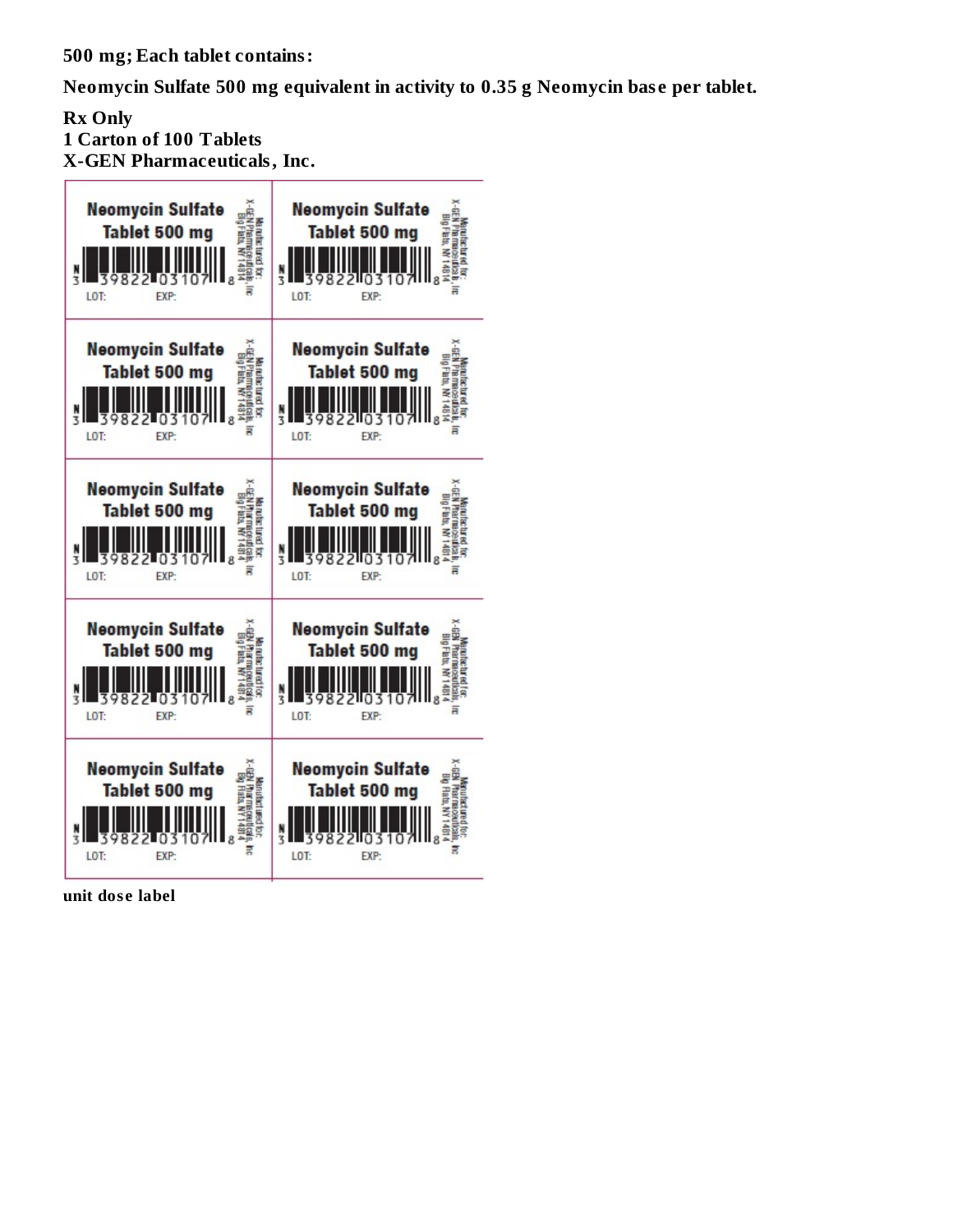**500 mg; Each tablet contains:**

**Neomycin Sulfate 500 mg equivalent in activity to 0.35 g Neomycin base per tablet.**

**Rx Only**
**1 Carton of 100 Tablets**
**X-GEN Pharmaceuticals, Inc.**

| | |
|---|---|
| Neomycin Sulfate Tablet 500 mg N 3 39822 03107 8 LOT: EXP: Manufactured for: X-GEN Pharmaceuticals, Inc Big Flats, NY 14814 | Neomycin Sulfate Tablet 500 mg N 3 39822 03107 8 LOT: EXP: Manufactured for: X-GEN Pharmaceuticals, Inc Big Flats, NY 14814 |
| Neomycin Sulfate Tablet 500 mg N 3 39822 03107 8 LOT: EXP: Manufactured for: X-GEN Pharmaceuticals, Inc Big Flats, NY 14814 | Neomycin Sulfate Tablet 500 mg N 3 39822 03107 8 LOT: EXP: Manufactured for: X-GEN Pharmaceuticals, Inc Big Flats, NY 14814 |
| Neomycin Sulfate Tablet 500 mg N 3 39822 03107 8 LOT: EXP: Manufactured for: X-GEN Pharmaceuticals, Inc Big Flats, NY 14814 | Neomycin Sulfate Tablet 500 mg N 3 39822 03107 8 LOT: EXP: Manufactured for: X-GEN Pharmaceuticals, Inc Big Flats, NY 14814 |
| Neomycin Sulfate Tablet 500 mg N 3 39822 03107 8 LOT: EXP: Manufactured for: X-GEN Pharmaceuticals, Inc Big Flats, NY 14814 | Neomycin Sulfate Tablet 500 mg N 3 39822 03107 8 LOT: EXP: Manufactured for: X-GEN Pharmaceuticals, Inc Big Flats, NY 14814 |
| Neomycin Sulfate Tablet 500 mg N 3 39822 03107 8 LOT: EXP: Manufactured for: X-GEN Pharmaceuticals, Inc Big Flats, NY 14814 | Neomycin Sulfate Tablet 500 mg N 3 39822 03107 8 LOT: EXP: Manufactured for: X-GEN Pharmaceuticals, Inc Big Flats, NY 14814 |

**unit dose label**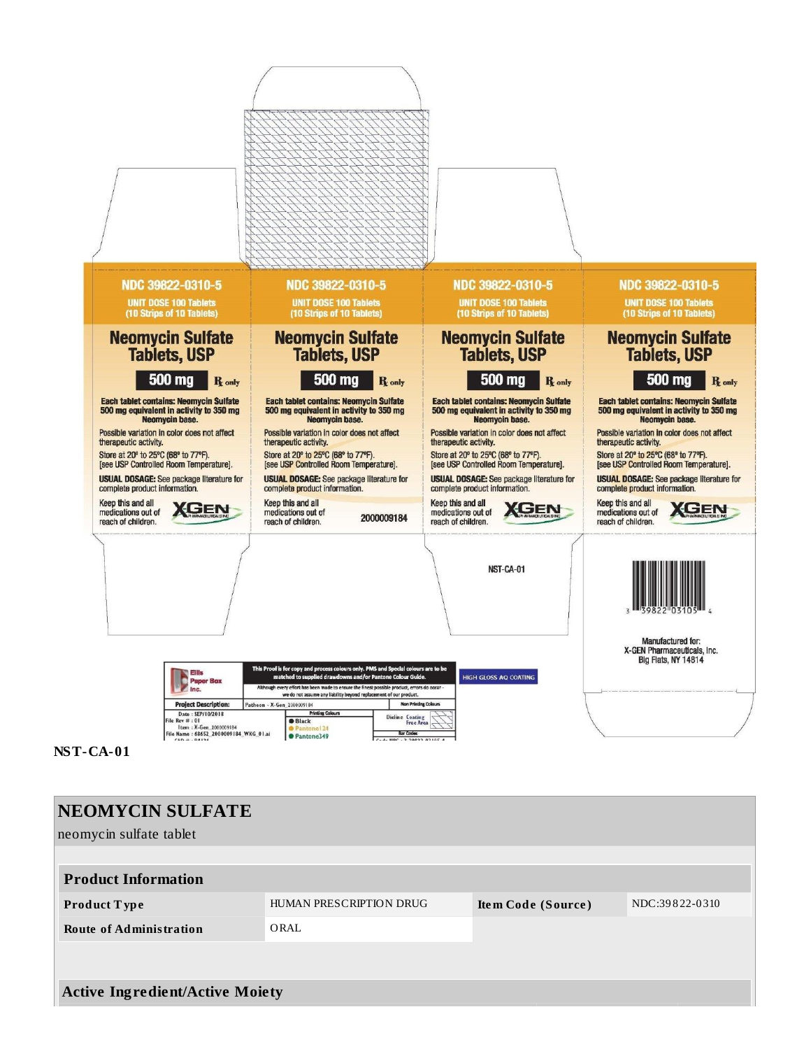NDC 39822-0310-5

UNIT DOSE 100 Tablets
(10 Strips of 10 Tablets)

**Neomycin Sulfate Tablets, USP**

**500 mg** ℞ only

**Each tablet contains: Neomycin Sulfate 500 mg equivalent in activity to 350 mg Neomycin base.**

Possible variation in color does not affect therapeutic activity.

Store at 20° to 25°C (68° to 77°F).
[see USP Controlled Room Temperature].

**USUAL DOSAGE:** See package literature for complete product information.

Keep this and all medications out of reach of children.

X-GEN PHARMACEUTICALS INC

2000009184

NST-CA-01

3 39822 03105 4

Manufactured for:
X-GEN Pharmaceuticals, Inc.
Big Flats, NY 14814

Ellis Paper Box Inc.

This Proof is for copy and process colours only. PMS and Special colours are to be matched to supplied drawdowns and/or Pantone Colour Guide.

Although every effort has been made to ensure the finest possible product, errors do occur - we do not assume any liability beyond replacement of our product.

HIGH GLOSS AQ COATING

Project Description: Patheon - X-Gen_2000009184

Date : SEP/10/2018
File Rev # : 01
Item : X-Gen_2000009184
File Name : 68652_2000009184_WKG_01.ai

Printing Colours: Black, Pantone124, Pantone349

Non Printing Colours: Dieline, Coating Free Area

Bar Codes

NST-CA-01

## NEOMYCIN SULFATE

neomycin sulfate tablet

| Product Information | | | |
|---|---|---|---|
| **Product Type** | HUMAN PRESCRIPTION DRUG | **Item Code (Source)** | NDC:39822-0310 |
| **Route of Administration** | ORAL | | |

**Active Ingredient/Active Moiety**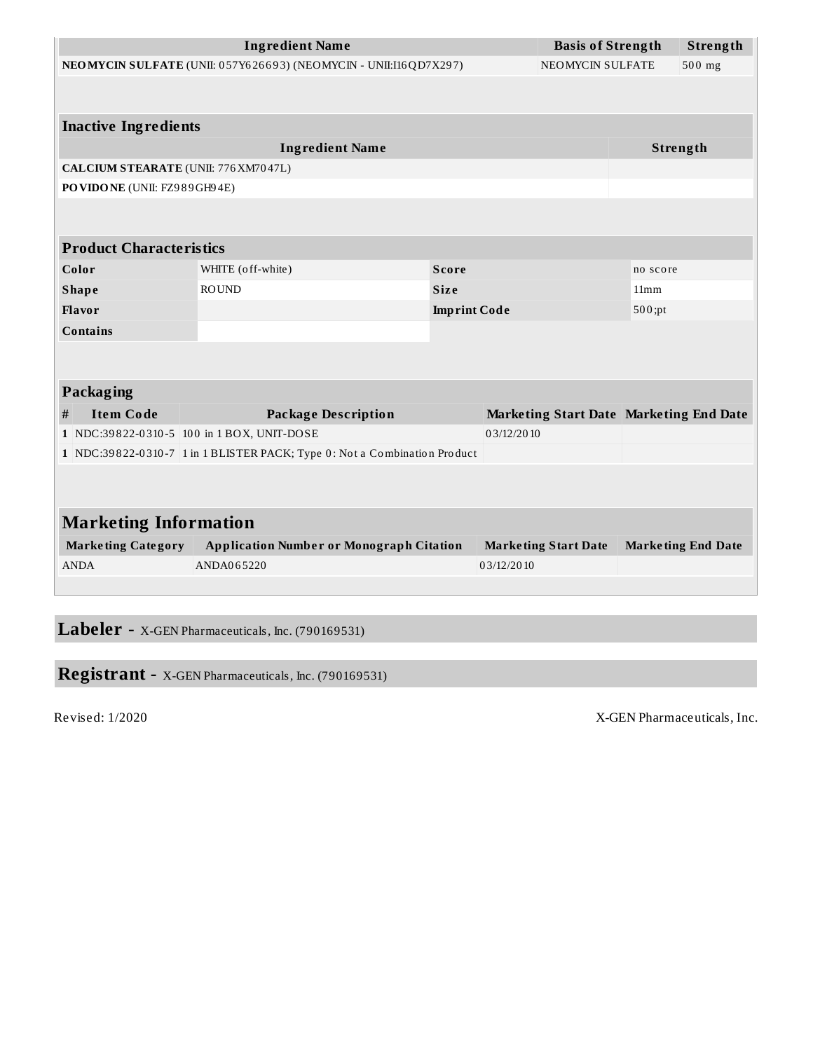| Ingredient Name | Basis of Strength | Strength |
|---|---|---|
| **NEOMYCIN SULFATE** (UNII: 057Y626693) (NEOMYCIN - UNII:I16QD7X297) | NEOMYCIN SULFATE | 500 mg |

| **Inactive Ingredients** | |
|---|---|
| **Ingredient Name** | **Strength** |
| **CALCIUM STEARATE** (UNII: 776XM7047L) | |
| **POVIDONE** (UNII: FZ989GH94E) | |

| **Product Characteristics** | | | |
|---|---|---|---|
| **Color** | WHITE (off-white) | **Score** | no score |
| **Shape** | ROUND | **Size** | 11mm |
| **Flavor** | | **Imprint Code** | 500;pt |
| **Contains** | | | |

| **Packaging** | | | | |
|---|---|---|---|---|
| **#** | **Item Code** | **Package Description** | **Marketing Start Date** | **Marketing End Date** |
| **1** | NDC:39822-0310-5 | 100 in 1 BOX, UNIT-DOSE | 03/12/2010 | |
| **1** | NDC:39822-0310-7 | 1 in 1 BLISTER PACK; Type 0: Not a Combination Product | | |

| **Marketing Information** | | | |
|---|---|---|---|
| **Marketing Category** | **Application Number or Monograph Citation** | **Marketing Start Date** | **Marketing End Date** |
| ANDA | ANDA065220 | 03/12/2010 | |

## Labeler - X-GEN Pharmaceuticals, Inc. (790169531)

## Registrant - X-GEN Pharmaceuticals, Inc. (790169531)

Revised: 1/2020

X-GEN Pharmaceuticals, Inc.